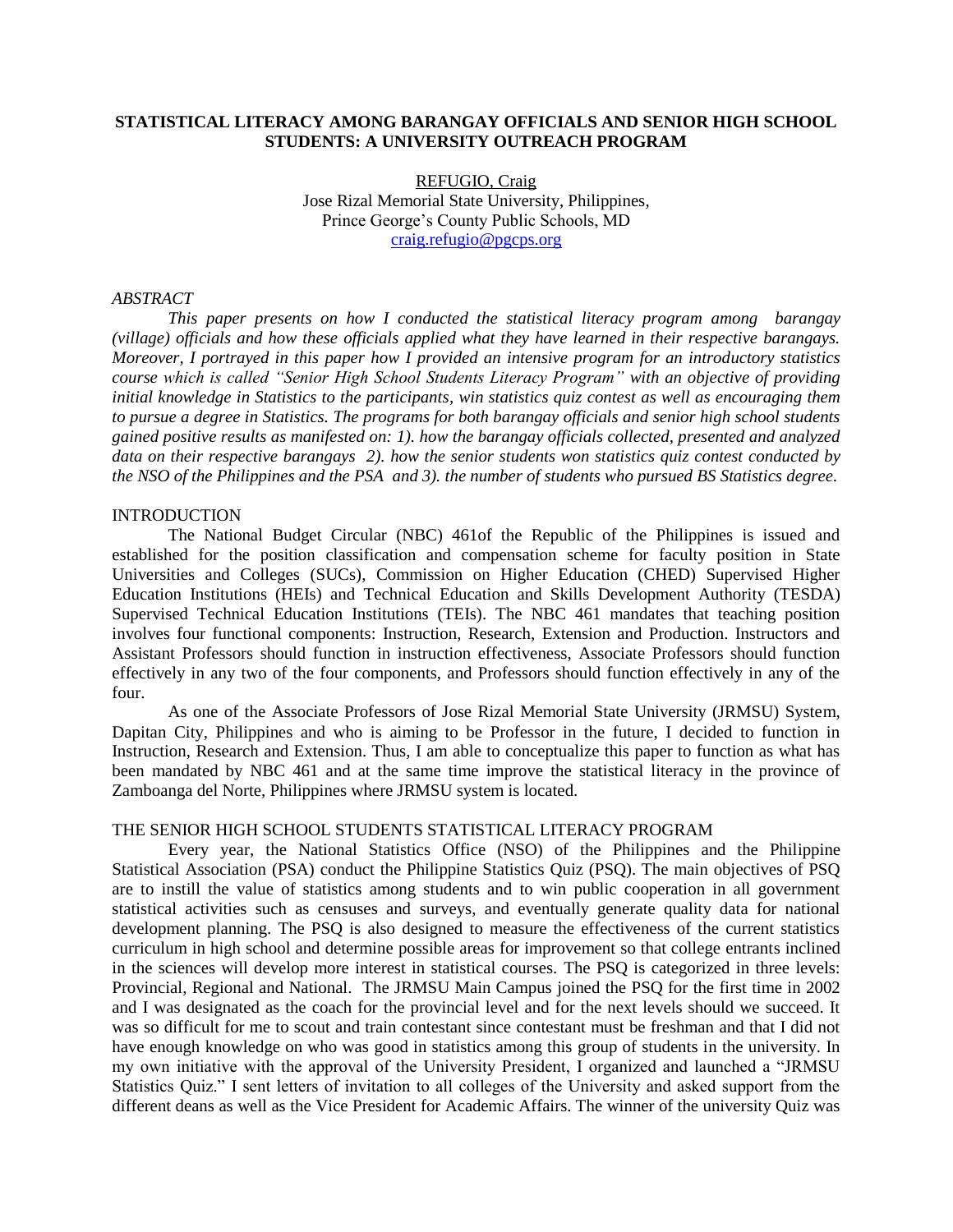# STATISTICAL LITERACY AMONG BARANGAY OFFICIALS AND SENIOR HIGH SCHOOL STUDENTS: A UNIVERSITY OUTREACH PROGRAM

REFUGIO, Craig
Jose Rizal Memorial State University, Philippines,
Prince George's County Public Schools, MD
craig.refugio@pgcps.org

## *ABSTRACT*

*This paper presents on how I conducted the statistical literacy program among barangay (village) officials and how these officials applied what they have learned in their respective barangays. Moreover, I portrayed in this paper how I provided an intensive program for an introductory statistics course which is called "Senior High School Students Literacy Program" with an objective of providing initial knowledge in Statistics to the participants, win statistics quiz contest as well as encouraging them to pursue a degree in Statistics. The programs for both barangay officials and senior high school students gained positive results as manifested on: 1). how the barangay officials collected, presented and analyzed data on their respective barangays 2). how the senior students won statistics quiz contest conducted by the NSO of the Philippines and the PSA and 3). the number of students who pursued BS Statistics degree.*

## INTRODUCTION

The National Budget Circular (NBC) 461of the Republic of the Philippines is issued and established for the position classification and compensation scheme for faculty position in State Universities and Colleges (SUCs), Commission on Higher Education (CHED) Supervised Higher Education Institutions (HEIs) and Technical Education and Skills Development Authority (TESDA) Supervised Technical Education Institutions (TEIs). The NBC 461 mandates that teaching position involves four functional components: Instruction, Research, Extension and Production. Instructors and Assistant Professors should function in instruction effectiveness, Associate Professors should function effectively in any two of the four components, and Professors should function effectively in any of the four.

As one of the Associate Professors of Jose Rizal Memorial State University (JRMSU) System, Dapitan City, Philippines and who is aiming to be Professor in the future, I decided to function in Instruction, Research and Extension. Thus, I am able to conceptualize this paper to function as what has been mandated by NBC 461 and at the same time improve the statistical literacy in the province of Zamboanga del Norte, Philippines where JRMSU system is located.

## THE SENIOR HIGH SCHOOL STUDENTS STATISTICAL LITERACY PROGRAM

Every year, the National Statistics Office (NSO) of the Philippines and the Philippine Statistical Association (PSA) conduct the Philippine Statistics Quiz (PSQ). The main objectives of PSQ are to instill the value of statistics among students and to win public cooperation in all government statistical activities such as censuses and surveys, and eventually generate quality data for national development planning. The PSQ is also designed to measure the effectiveness of the current statistics curriculum in high school and determine possible areas for improvement so that college entrants inclined in the sciences will develop more interest in statistical courses. The PSQ is categorized in three levels: Provincial, Regional and National. The JRMSU Main Campus joined the PSQ for the first time in 2002 and I was designated as the coach for the provincial level and for the next levels should we succeed. It was so difficult for me to scout and train contestant since contestant must be freshman and that I did not have enough knowledge on who was good in statistics among this group of students in the university. In my own initiative with the approval of the University President, I organized and launched a "JRMSU Statistics Quiz." I sent letters of invitation to all colleges of the University and asked support from the different deans as well as the Vice President for Academic Affairs. The winner of the university Quiz was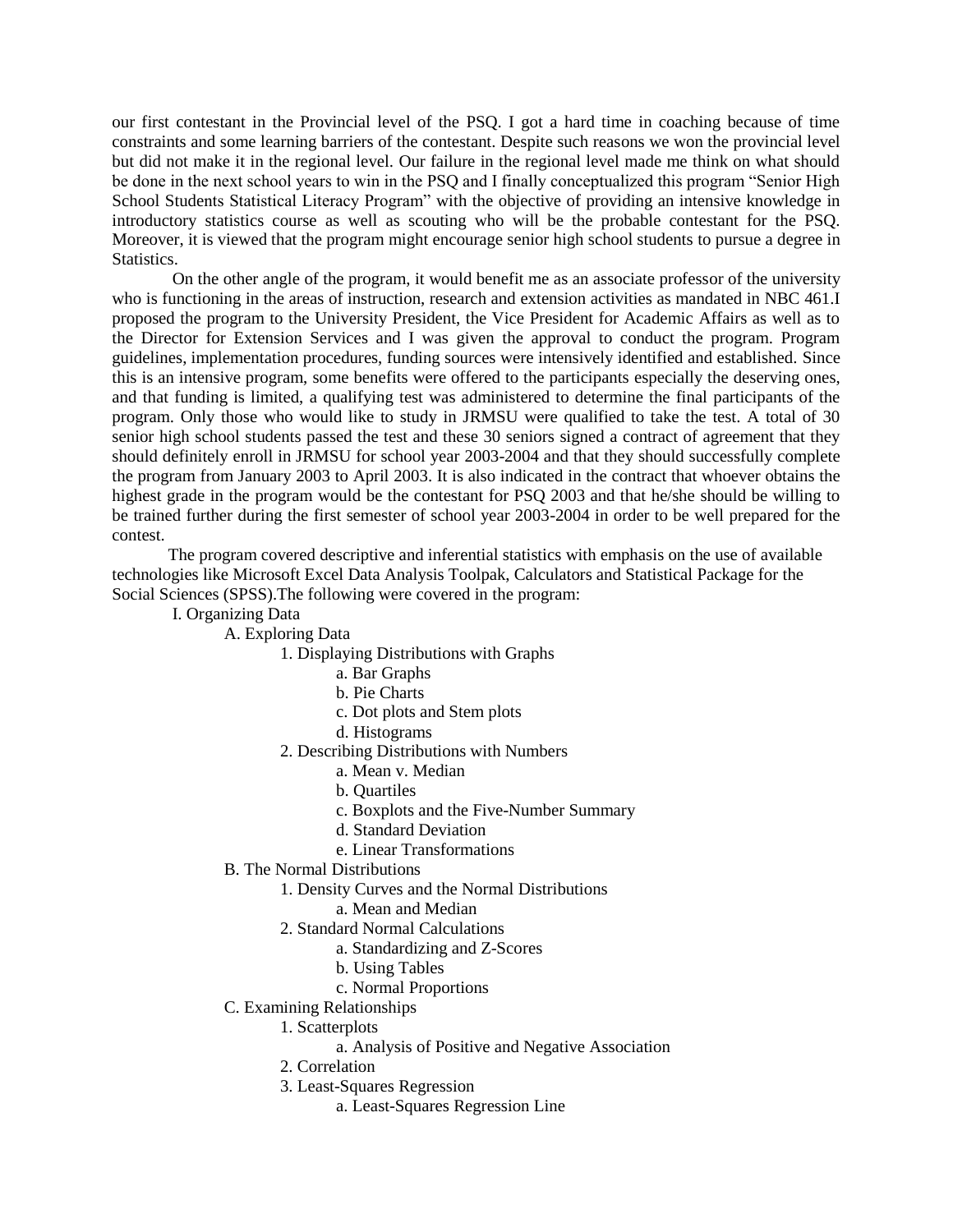our first contestant in the Provincial level of the PSQ. I got a hard time in coaching because of time constraints and some learning barriers of the contestant. Despite such reasons we won the provincial level but did not make it in the regional level. Our failure in the regional level made me think on what should be done in the next school years to win in the PSQ and I finally conceptualized this program "Senior High School Students Statistical Literacy Program" with the objective of providing an intensive knowledge in introductory statistics course as well as scouting who will be the probable contestant for the PSQ. Moreover, it is viewed that the program might encourage senior high school students to pursue a degree in Statistics.

On the other angle of the program, it would benefit me as an associate professor of the university who is functioning in the areas of instruction, research and extension activities as mandated in NBC 461.I proposed the program to the University President, the Vice President for Academic Affairs as well as to the Director for Extension Services and I was given the approval to conduct the program. Program guidelines, implementation procedures, funding sources were intensively identified and established. Since this is an intensive program, some benefits were offered to the participants especially the deserving ones, and that funding is limited, a qualifying test was administered to determine the final participants of the program. Only those who would like to study in JRMSU were qualified to take the test. A total of 30 senior high school students passed the test and these 30 seniors signed a contract of agreement that they should definitely enroll in JRMSU for school year 2003-2004 and that they should successfully complete the program from January 2003 to April 2003. It is also indicated in the contract that whoever obtains the highest grade in the program would be the contestant for PSQ 2003 and that he/she should be willing to be trained further during the first semester of school year 2003-2004 in order to be well prepared for the contest.

The program covered descriptive and inferential statistics with emphasis on the use of available technologies like Microsoft Excel Data Analysis Toolpak, Calculators and Statistical Package for the Social Sciences (SPSS).The following were covered in the program:

- I. Organizing Data
  - A. Exploring Data
    - 1. Displaying Distributions with Graphs
      - a. Bar Graphs
      - b. Pie Charts
      - c. Dot plots and Stem plots
      - d. Histograms
    - 2. Describing Distributions with Numbers
      - a. Mean v. Median
      - b. Quartiles
      - c. Boxplots and the Five-Number Summary
      - d. Standard Deviation
      - e. Linear Transformations
  - B. The Normal Distributions
    - 1. Density Curves and the Normal Distributions
      - a. Mean and Median
    - 2. Standard Normal Calculations
      - a. Standardizing and Z-Scores
      - b. Using Tables
      - c. Normal Proportions
  - C. Examining Relationships
    - 1. Scatterplots
      - a. Analysis of Positive and Negative Association
    - 2. Correlation
    - 3. Least-Squares Regression
      - a. Least-Squares Regression Line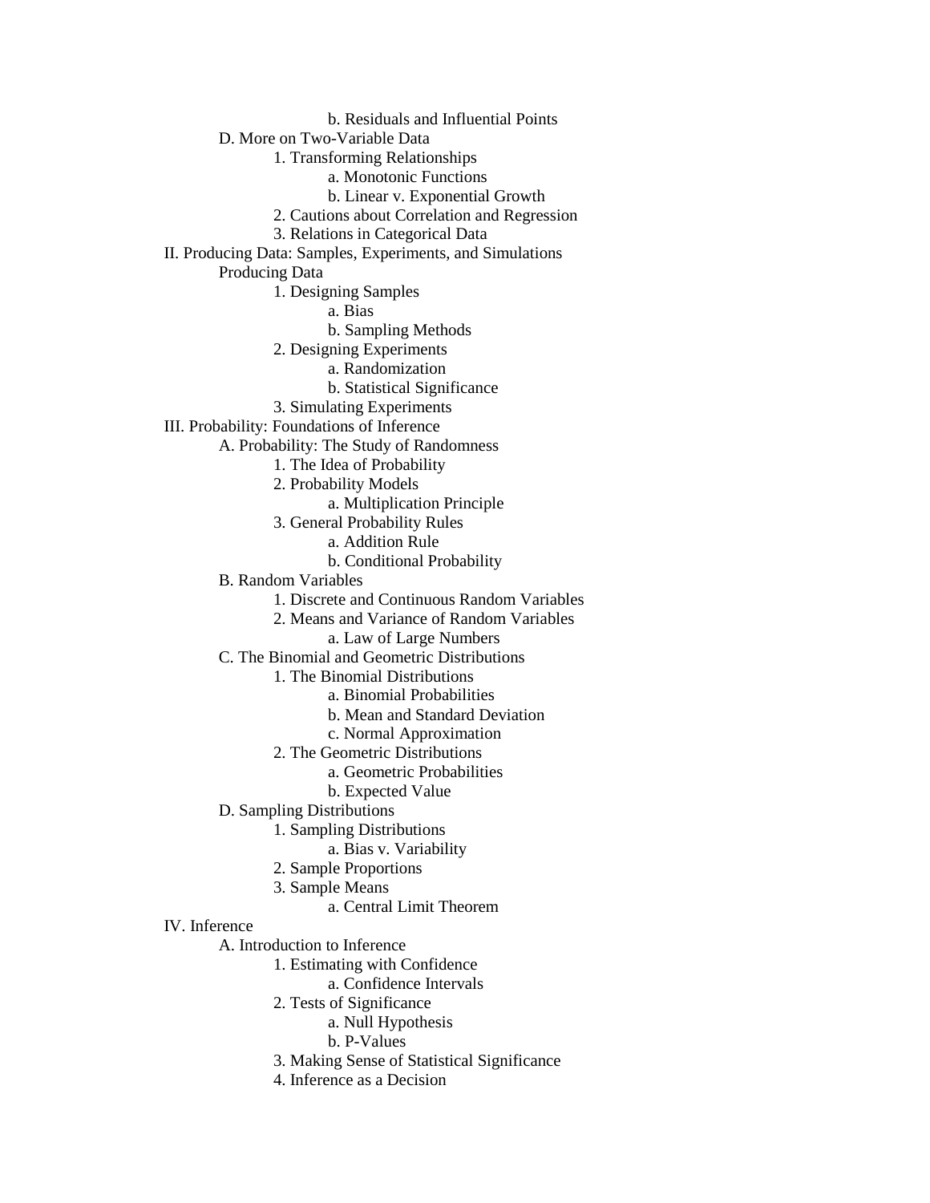- b. Residuals and Influential Points
- D. More on Two-Variable Data
  - 1. Transforming Relationships
    - a. Monotonic Functions
    - b. Linear v. Exponential Growth
  - 2. Cautions about Correlation and Regression
  - 3. Relations in Categorical Data

II. Producing Data: Samples, Experiments, and Simulations

- Producing Data
  - 1. Designing Samples
    - a. Bias
    - b. Sampling Methods
  - 2. Designing Experiments
    - a. Randomization
    - b. Statistical Significance
  - 3. Simulating Experiments

III. Probability: Foundations of Inference

- A. Probability: The Study of Randomness
  - 1. The Idea of Probability
  - 2. Probability Models
    - a. Multiplication Principle
  - 3. General Probability Rules
    - a. Addition Rule
    - b. Conditional Probability
- B. Random Variables
  - 1. Discrete and Continuous Random Variables
  - 2. Means and Variance of Random Variables
    - a. Law of Large Numbers
- C. The Binomial and Geometric Distributions
  - 1. The Binomial Distributions
    - a. Binomial Probabilities
    - b. Mean and Standard Deviation
    - c. Normal Approximation
  - 2. The Geometric Distributions
    - a. Geometric Probabilities
    - b. Expected Value
- D. Sampling Distributions
  - 1. Sampling Distributions
    - a. Bias v. Variability
  - 2. Sample Proportions
  - 3. Sample Means
    - a. Central Limit Theorem

IV. Inference

- A. Introduction to Inference
  - 1. Estimating with Confidence
    - a. Confidence Intervals
  - 2. Tests of Significance
    - a. Null Hypothesis
    - b. P-Values
  - 3. Making Sense of Statistical Significance
  - 4. Inference as a Decision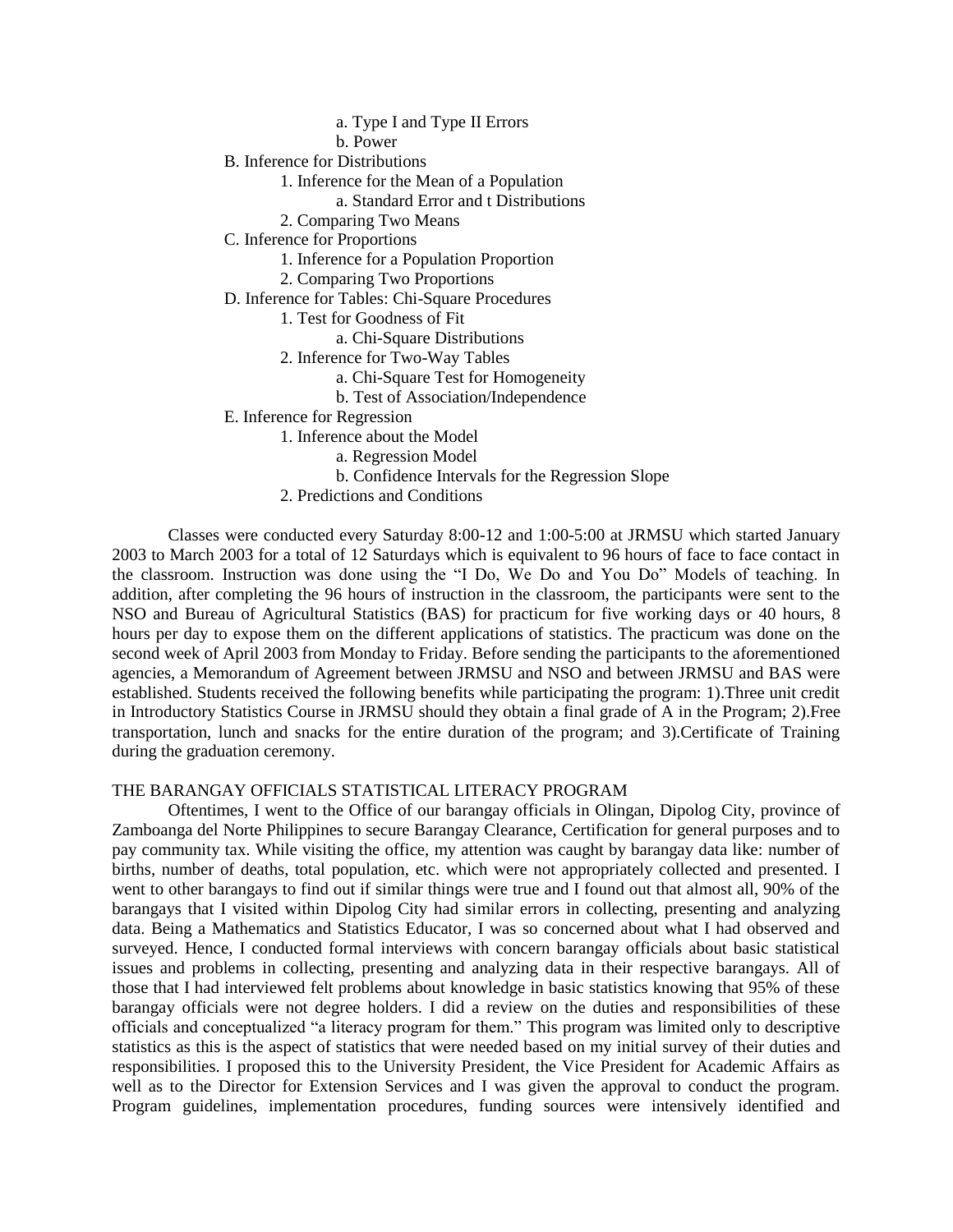- a. Type I and Type II Errors
- b. Power

B. Inference for Distributions

1. Inference for the Mean of a Population
    - a. Standard Error and t Distributions
2. Comparing Two Means

C. Inference for Proportions

1. Inference for a Population Proportion
2. Comparing Two Proportions

D. Inference for Tables: Chi-Square Procedures

1. Test for Goodness of Fit
    - a. Chi-Square Distributions
2. Inference for Two-Way Tables
    - a. Chi-Square Test for Homogeneity
    - b. Test of Association/Independence

E. Inference for Regression

1. Inference about the Model
    - a. Regression Model
    - b. Confidence Intervals for the Regression Slope
2. Predictions and Conditions

Classes were conducted every Saturday 8:00-12 and 1:00-5:00 at JRMSU which started January 2003 to March 2003 for a total of 12 Saturdays which is equivalent to 96 hours of face to face contact in the classroom. Instruction was done using the "I Do, We Do and You Do" Models of teaching. In addition, after completing the 96 hours of instruction in the classroom, the participants were sent to the NSO and Bureau of Agricultural Statistics (BAS) for practicum for five working days or 40 hours, 8 hours per day to expose them on the different applications of statistics. The practicum was done on the second week of April 2003 from Monday to Friday. Before sending the participants to the aforementioned agencies, a Memorandum of Agreement between JRMSU and NSO and between JRMSU and BAS were established. Students received the following benefits while participating the program: 1).Three unit credit in Introductory Statistics Course in JRMSU should they obtain a final grade of A in the Program; 2).Free transportation, lunch and snacks for the entire duration of the program; and 3).Certificate of Training during the graduation ceremony.

## THE BARANGAY OFFICIALS STATISTICAL LITERACY PROGRAM

Oftentimes, I went to the Office of our barangay officials in Olingan, Dipolog City, province of Zamboanga del Norte Philippines to secure Barangay Clearance, Certification for general purposes and to pay community tax. While visiting the office, my attention was caught by barangay data like: number of births, number of deaths, total population, etc. which were not appropriately collected and presented. I went to other barangays to find out if similar things were true and I found out that almost all, 90% of the barangays that I visited within Dipolog City had similar errors in collecting, presenting and analyzing data. Being a Mathematics and Statistics Educator, I was so concerned about what I had observed and surveyed. Hence, I conducted formal interviews with concern barangay officials about basic statistical issues and problems in collecting, presenting and analyzing data in their respective barangays. All of those that I had interviewed felt problems about knowledge in basic statistics knowing that 95% of these barangay officials were not degree holders. I did a review on the duties and responsibilities of these officials and conceptualized "a literacy program for them." This program was limited only to descriptive statistics as this is the aspect of statistics that were needed based on my initial survey of their duties and responsibilities. I proposed this to the University President, the Vice President for Academic Affairs as well as to the Director for Extension Services and I was given the approval to conduct the program. Program guidelines, implementation procedures, funding sources were intensively identified and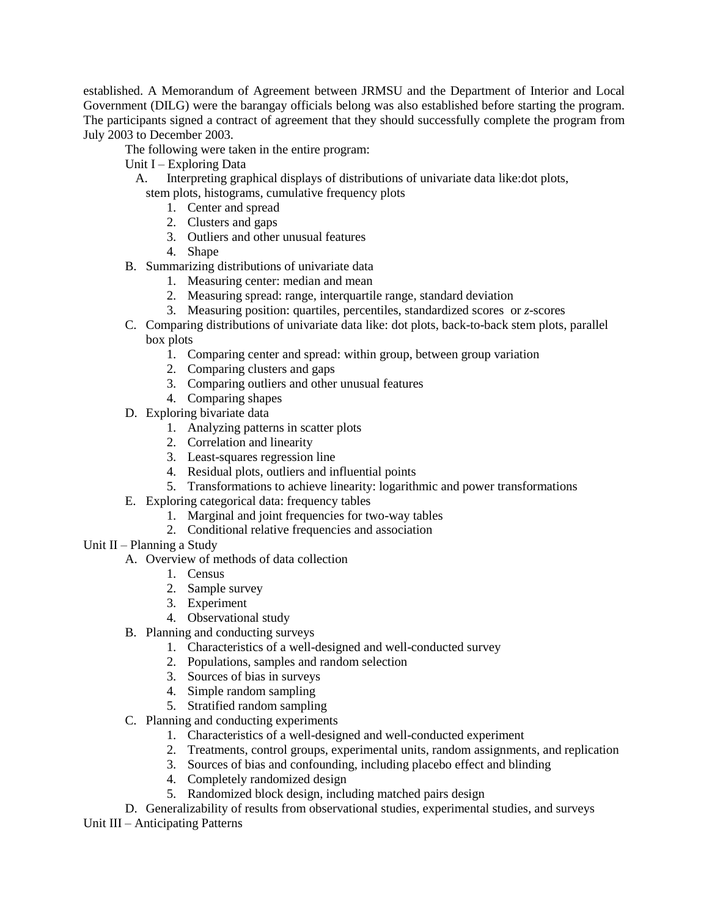established. A Memorandum of Agreement between JRMSU and the Department of Interior and Local Government (DILG) were the barangay officials belong was also established before starting the program. The participants signed a contract of agreement that they should successfully complete the program from July 2003 to December 2003.

The following were taken in the entire program:

Unit I – Exploring Data

A. Interpreting graphical displays of distributions of univariate data like:dot plots, stem plots, histograms, cumulative frequency plots
   1. Center and spread
   2. Clusters and gaps
   3. Outliers and other unusual features
   4. Shape

B. Summarizing distributions of univariate data
   1. Measuring center: median and mean
   2. Measuring spread: range, interquartile range, standard deviation
   3. Measuring position: quartiles, percentiles, standardized scores or $z$-scores

C. Comparing distributions of univariate data like: dot plots, back-to-back stem plots, parallel box plots
   1. Comparing center and spread: within group, between group variation
   2. Comparing clusters and gaps
   3. Comparing outliers and other unusual features
   4. Comparing shapes

D. Exploring bivariate data
   1. Analyzing patterns in scatter plots
   2. Correlation and linearity
   3. Least-squares regression line
   4. Residual plots, outliers and influential points
   5. Transformations to achieve linearity: logarithmic and power transformations

E. Exploring categorical data: frequency tables
   1. Marginal and joint frequencies for two-way tables
   2. Conditional relative frequencies and association

Unit II – Planning a Study

A. Overview of methods of data collection
   1. Census
   2. Sample survey
   3. Experiment
   4. Observational study

B. Planning and conducting surveys
   1. Characteristics of a well-designed and well-conducted survey
   2. Populations, samples and random selection
   3. Sources of bias in surveys
   4. Simple random sampling
   5. Stratified random sampling

C. Planning and conducting experiments
   1. Characteristics of a well-designed and well-conducted experiment
   2. Treatments, control groups, experimental units, random assignments, and replication
   3. Sources of bias and confounding, including placebo effect and blinding
   4. Completely randomized design
   5. Randomized block design, including matched pairs design

D. Generalizability of results from observational studies, experimental studies, and surveys

Unit III – Anticipating Patterns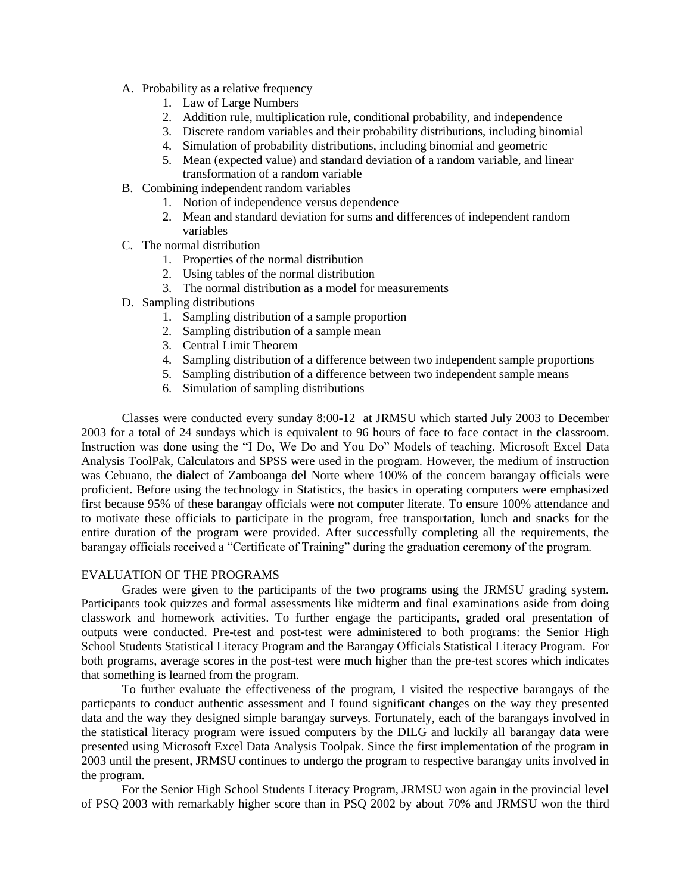A. Probability as a relative frequency
    1. Law of Large Numbers
    2. Addition rule, multiplication rule, conditional probability, and independence
    3. Discrete random variables and their probability distributions, including binomial
    4. Simulation of probability distributions, including binomial and geometric
    5. Mean (expected value) and standard deviation of a random variable, and linear transformation of a random variable
B. Combining independent random variables
    1. Notion of independence versus dependence
    2. Mean and standard deviation for sums and differences of independent random variables
C. The normal distribution
    1. Properties of the normal distribution
    2. Using tables of the normal distribution
    3. The normal distribution as a model for measurements
D. Sampling distributions
    1. Sampling distribution of a sample proportion
    2. Sampling distribution of a sample mean
    3. Central Limit Theorem
    4. Sampling distribution of a difference between two independent sample proportions
    5. Sampling distribution of a difference between two independent sample means
    6. Simulation of sampling distributions

Classes were conducted every sunday 8:00-12 at JRMSU which started July 2003 to December 2003 for a total of 24 sundays which is equivalent to 96 hours of face to face contact in the classroom. Instruction was done using the "I Do, We Do and You Do" Models of teaching. Microsoft Excel Data Analysis ToolPak, Calculators and SPSS were used in the program. However, the medium of instruction was Cebuano, the dialect of Zamboanga del Norte where 100% of the concern barangay officials were proficient. Before using the technology in Statistics, the basics in operating computers were emphasized first because 95% of these barangay officials were not computer literate. To ensure 100% attendance and to motivate these officials to participate in the program, free transportation, lunch and snacks for the entire duration of the program were provided. After successfully completing all the requirements, the barangay officials received a "Certificate of Training" during the graduation ceremony of the program.

## EVALUATION OF THE PROGRAMS

Grades were given to the participants of the two programs using the JRMSU grading system. Participants took quizzes and formal assessments like midterm and final examinations aside from doing classwork and homework activities. To further engage the participants, graded oral presentation of outputs were conducted. Pre-test and post-test were administered to both programs: the Senior High School Students Statistical Literacy Program and the Barangay Officials Statistical Literacy Program. For both programs, average scores in the post-test were much higher than the pre-test scores which indicates that something is learned from the program.

To further evaluate the effectiveness of the program, I visited the respective barangays of the particpants to conduct authentic assessment and I found significant changes on the way they presented data and the way they designed simple barangay surveys. Fortunately, each of the barangays involved in the statistical literacy program were issued computers by the DILG and luckily all barangay data were presented using Microsoft Excel Data Analysis Toolpak. Since the first implementation of the program in 2003 until the present, JRMSU continues to undergo the program to respective barangay units involved in the program.

For the Senior High School Students Literacy Program, JRMSU won again in the provincial level of PSQ 2003 with remarkably higher score than in PSQ 2002 by about 70% and JRMSU won the third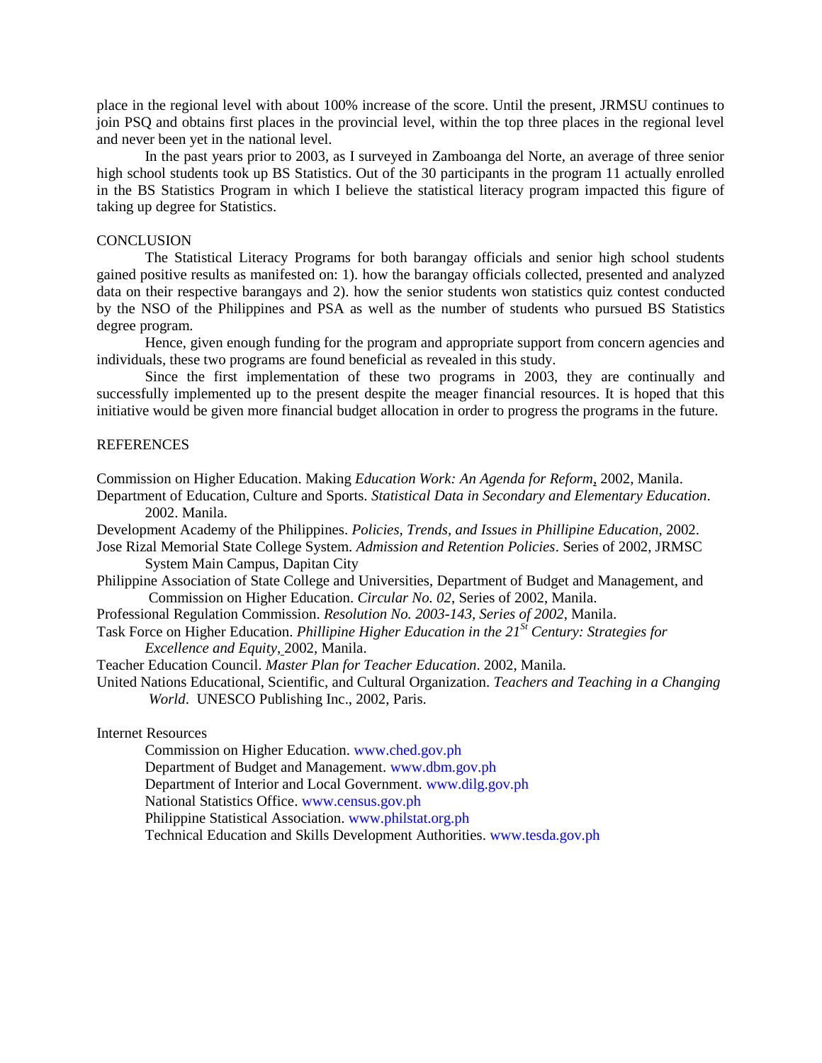place in the regional level with about 100% increase of the score. Until the present, JRMSU continues to join PSQ and obtains first places in the provincial level, within the top three places in the regional level and never been yet in the national level.

In the past years prior to 2003, as I surveyed in Zamboanga del Norte, an average of three senior high school students took up BS Statistics. Out of the 30 participants in the program 11 actually enrolled in the BS Statistics Program in which I believe the statistical literacy program impacted this figure of taking up degree for Statistics.

## CONCLUSION

The Statistical Literacy Programs for both barangay officials and senior high school students gained positive results as manifested on: 1). how the barangay officials collected, presented and analyzed data on their respective barangays and 2). how the senior students won statistics quiz contest conducted by the NSO of the Philippines and PSA as well as the number of students who pursued BS Statistics degree program.

Hence, given enough funding for the program and appropriate support from concern agencies and individuals, these two programs are found beneficial as revealed in this study.

Since the first implementation of these two programs in 2003, they are continually and successfully implemented up to the present despite the meager financial resources. It is hoped that this initiative would be given more financial budget allocation in order to progress the programs in the future.

## REFERENCES

Commission on Higher Education. Making *Education Work: An Agenda for Reform*, 2002, Manila.

Department of Education, Culture and Sports. *Statistical Data in Secondary and Elementary Education*. 2002. Manila.

Development Academy of the Philippines. *Policies, Trends, and Issues in Phillipine Education*, 2002.

Jose Rizal Memorial State College System. *Admission and Retention Policies*. Series of 2002, JRMSC System Main Campus, Dapitan City

Philippine Association of State College and Universities, Department of Budget and Management, and Commission on Higher Education. *Circular No. 02*, Series of 2002, Manila.

Professional Regulation Commission. *Resolution No. 2003-143, Series of 2002*, Manila.

Task Force on Higher Education. *Phillipine Higher Education in the 21st Century: Strategies for Excellence and Equity*, 2002, Manila.

Teacher Education Council. *Master Plan for Teacher Education*. 2002, Manila.

United Nations Educational, Scientific, and Cultural Organization. *Teachers and Teaching in a Changing World*. UNESCO Publishing Inc., 2002, Paris.

Internet Resources

Commission on Higher Education. www.ched.gov.ph
Department of Budget and Management. www.dbm.gov.ph
Department of Interior and Local Government. www.dilg.gov.ph
National Statistics Office. www.census.gov.ph
Philippine Statistical Association. www.philstat.org.ph
Technical Education and Skills Development Authorities. www.tesda.gov.ph